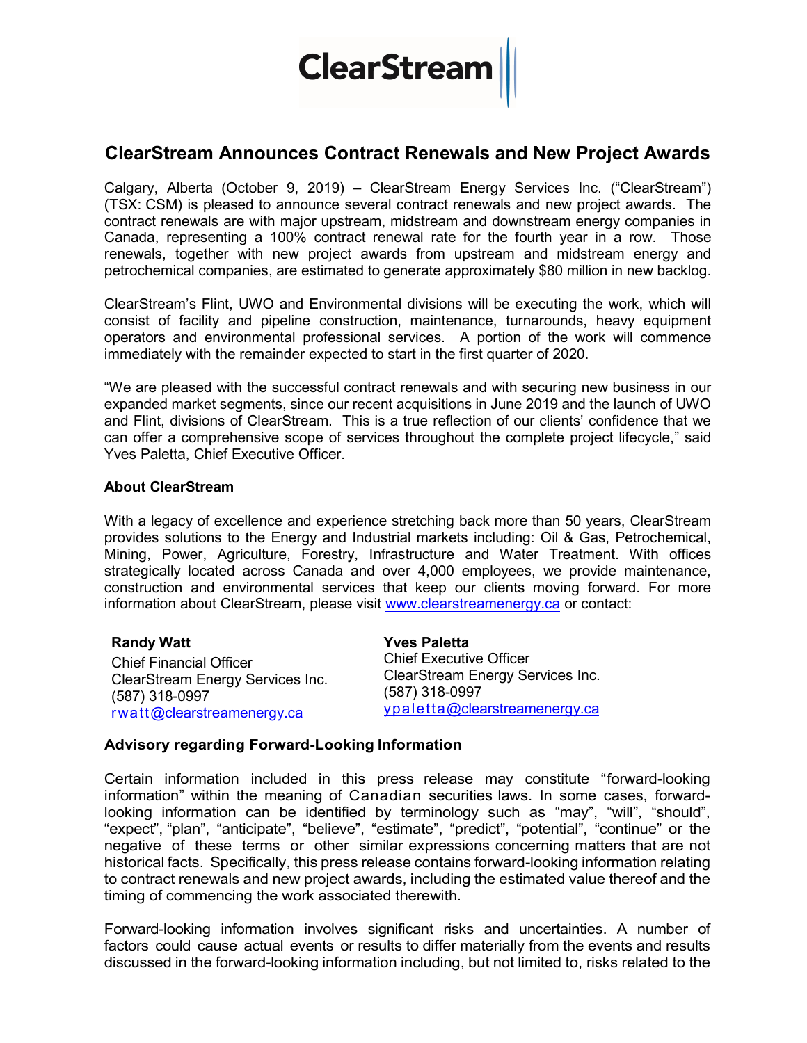# ClearStream Announces Contract Renewals and New Project Awards

Calgary, Alberta (October 9, 2019) – ClearStream Energy Services Inc. ("ClearStream") (TSX: CSM) is pleased to announce several contract renewals and new project awards. The contract renewals are with major upstream, midstream and downstream energy companies in Canada, representing a 100% contract renewal rate for the fourth year in a row. Those renewals, together with new project awards from upstream and midstream energy and petrochemical companies, are estimated to generate approximately $80 million in new backlog.

ClearStream's Flint, UWO and Environmental divisions will be executing the work, which will consist of facility and pipeline construction, maintenance, turnarounds, heavy equipment operators and environmental professional services. A portion of the work will commence immediately with the remainder expected to start in the first quarter of 2020.

"We are pleased with the successful contract renewals and with securing new business in our expanded market segments, since our recent acquisitions in June 2019 and the launch of UWO and Flint, divisions of ClearStream. This is a true reflection of our clients' confidence that we can offer a comprehensive scope of services throughout the complete project lifecycle," said Yves Paletta, Chief Executive Officer.

### About ClearStream

With a legacy of excellence and experience stretching back more than 50 years, ClearStream provides solutions to the Energy and Industrial markets including: Oil & Gas, Petrochemical, Mining, Power, Agriculture, Forestry, Infrastructure and Water Treatment. With offices strategically located across Canada and over 4,000 employees, we provide maintenance, construction and environmental services that keep our clients moving forward. For more information about ClearStream, please visit www.clearstreamenergy.ca or contact:

**Randy Watt**
Chief Financial Officer
ClearStream Energy Services Inc.
(587) 318-0997
rwatt@clearstreamenergy.ca

**Yves Paletta**
Chief Executive Officer
ClearStream Energy Services Inc.
(587) 318-0997
ypaletta@clearstreamenergy.ca

### Advisory regarding Forward-Looking Information

Certain information included in this press release may constitute "forward-looking information" within the meaning of Canadian securities laws. In some cases, forward-looking information can be identified by terminology such as "may", "will", "should", "expect", "plan", "anticipate", "believe", "estimate", "predict", "potential", "continue" or the negative of these terms or other similar expressions concerning matters that are not historical facts. Specifically, this press release contains forward-looking information relating to contract renewals and new project awards, including the estimated value thereof and the timing of commencing the work associated therewith.

Forward-looking information involves significant risks and uncertainties. A number of factors could cause actual events or results to differ materially from the events and results discussed in the forward-looking information including, but not limited to, risks related to the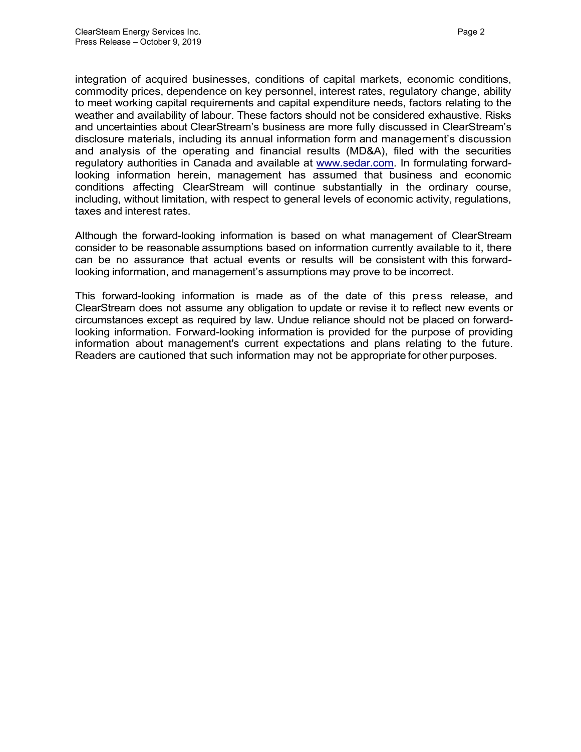integration of acquired businesses, conditions of capital markets, economic conditions, commodity prices, dependence on key personnel, interest rates, regulatory change, ability to meet working capital requirements and capital expenditure needs, factors relating to the weather and availability of labour. These factors should not be considered exhaustive. Risks and uncertainties about ClearStream's business are more fully discussed in ClearStream's disclosure materials, including its annual information form and management's discussion and analysis of the operating and financial results (MD&A), filed with the securities regulatory authorities in Canada and available at [www.sedar.com](http://www.sedar.com). In formulating forward-looking information herein, management has assumed that business and economic conditions affecting ClearStream will continue substantially in the ordinary course, including, without limitation, with respect to general levels of economic activity, regulations, taxes and interest rates.

Although the forward-looking information is based on what management of ClearStream consider to be reasonable assumptions based on information currently available to it, there can be no assurance that actual events or results will be consistent with this forward-looking information, and management's assumptions may prove to be incorrect.

This forward-looking information is made as of the date of this press release, and ClearStream does not assume any obligation to update or revise it to reflect new events or circumstances except as required by law. Undue reliance should not be placed on forward-looking information. Forward-looking information is provided for the purpose of providing information about management's current expectations and plans relating to the future. Readers are cautioned that such information may not be appropriate for other purposes.